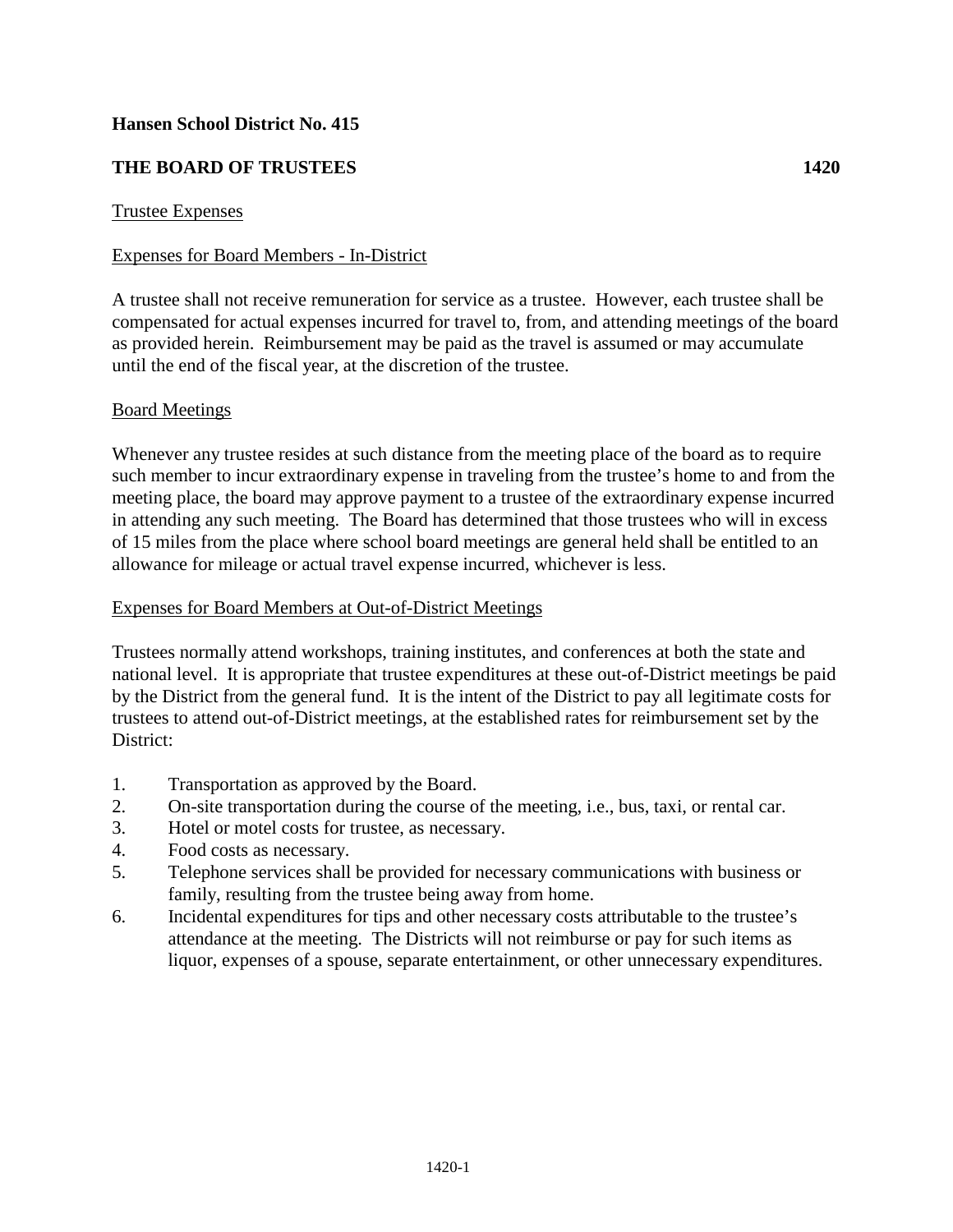**Hansen School District No. 415**

**THE BOARD OF TRUSTEES 1420**

Trustee Expenses

Expenses for Board Members - In-District

A trustee shall not receive remuneration for service as a trustee. However, each trustee shall be compensated for actual expenses incurred for travel to, from, and attending meetings of the board as provided herein. Reimbursement may be paid as the travel is assumed or may accumulate until the end of the fiscal year, at the discretion of the trustee.

Board Meetings

Whenever any trustee resides at such distance from the meeting place of the board as to require such member to incur extraordinary expense in traveling from the trustee's home to and from the meeting place, the board may approve payment to a trustee of the extraordinary expense incurred in attending any such meeting. The Board has determined that those trustees who will in excess of 15 miles from the place where school board meetings are general held shall be entitled to an allowance for mileage or actual travel expense incurred, whichever is less.

Expenses for Board Members at Out-of-District Meetings

Trustees normally attend workshops, training institutes, and conferences at both the state and national level. It is appropriate that trustee expenditures at these out-of-District meetings be paid by the District from the general fund. It is the intent of the District to pay all legitimate costs for trustees to attend out-of-District meetings, at the established rates for reimbursement set by the District:

1. Transportation as approved by the Board.
2. On-site transportation during the course of the meeting, i.e., bus, taxi, or rental car.
3. Hotel or motel costs for trustee, as necessary.
4. Food costs as necessary.
5. Telephone services shall be provided for necessary communications with business or family, resulting from the trustee being away from home.
6. Incidental expenditures for tips and other necessary costs attributable to the trustee's attendance at the meeting. The Districts will not reimburse or pay for such items as liquor, expenses of a spouse, separate entertainment, or other unnecessary expenditures.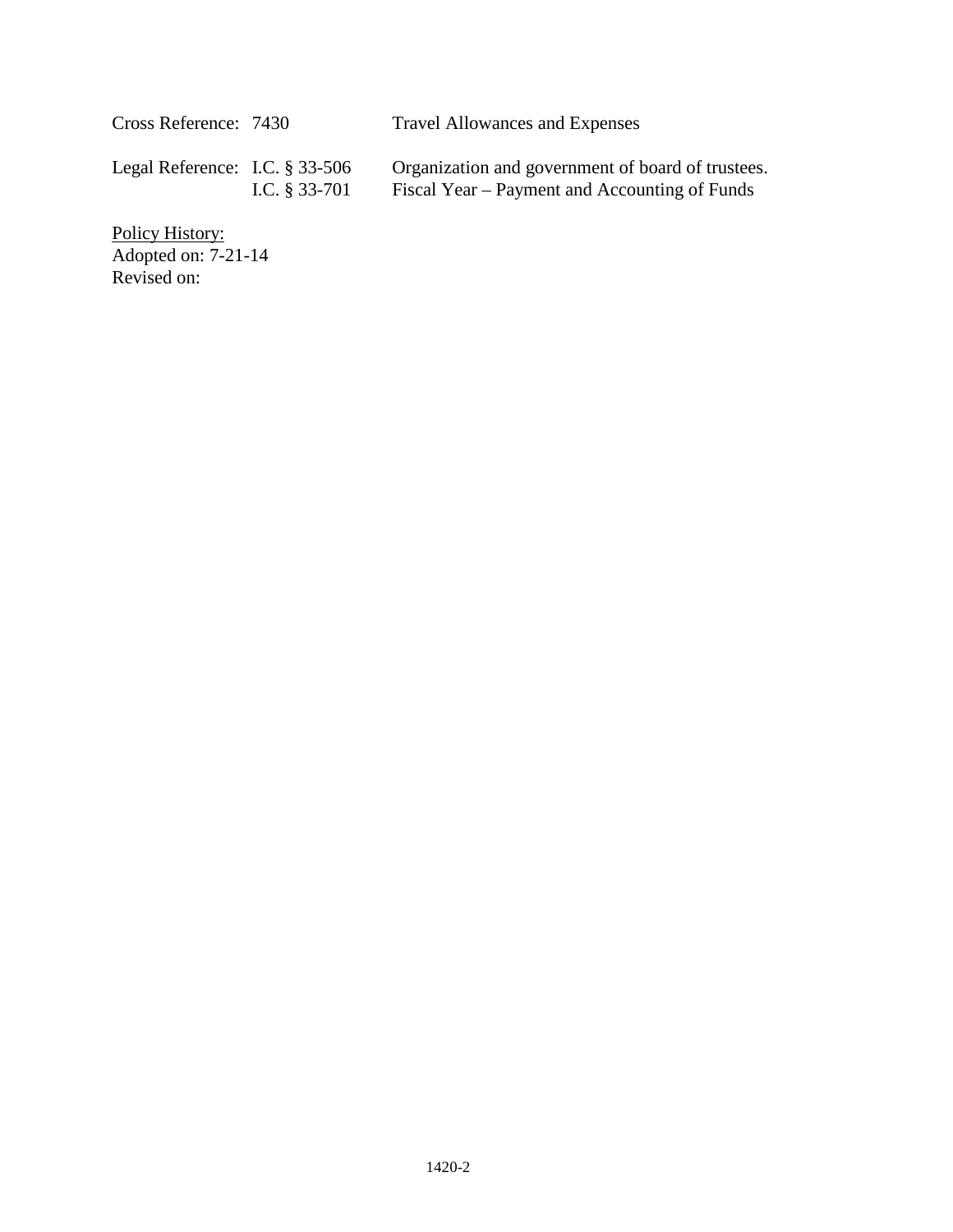| | | |
|---|---|---|
| Cross Reference: | 7430 | Travel Allowances and Expenses |
| Legal Reference: | I.C. § 33-506 | Organization and government of board of trustees. |
| | I.C. § 33-701 | Fiscal Year – Payment and Accounting of Funds |

Policy History:
Adopted on: 7-21-14
Revised on: